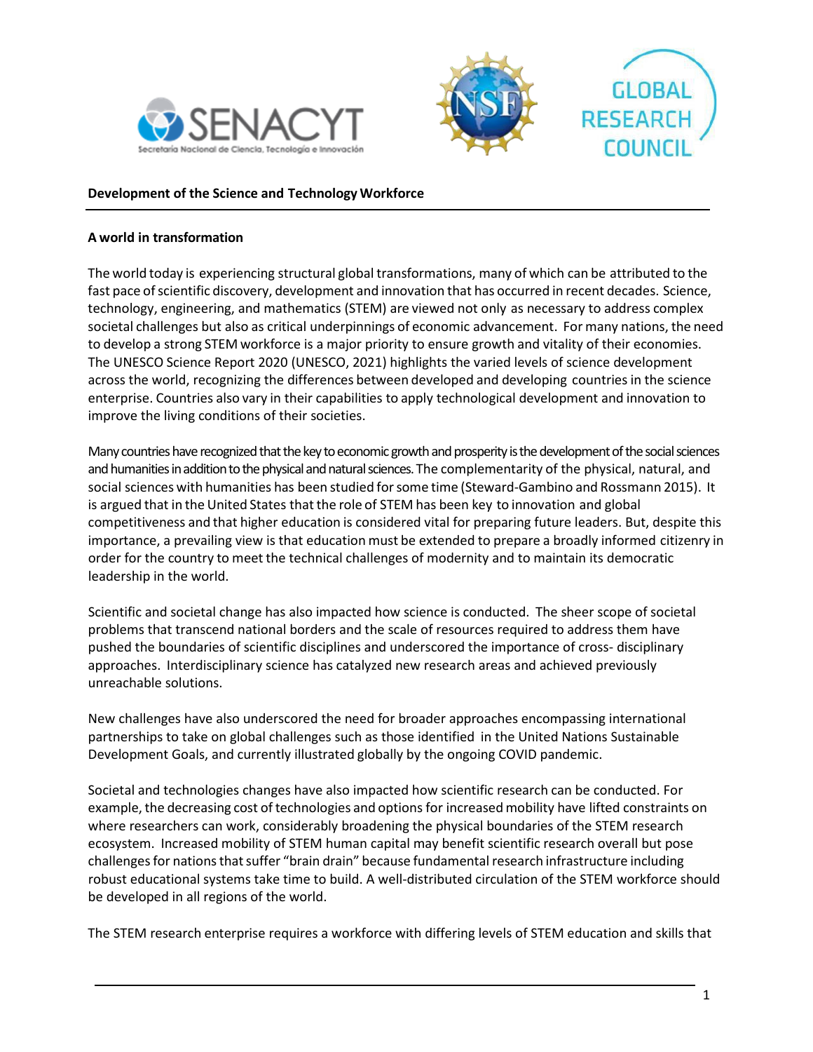## Development of the Science and Technology Workforce

### A world in transformation

The world today is experiencing structural global transformations, many of which can be attributed to the fast pace of scientific discovery, development and innovation that has occurred in recent decades. Science, technology, engineering, and mathematics (STEM) are viewed not only as necessary to address complex societal challenges but also as critical underpinnings of economic advancement. For many nations, the need to develop a strong STEM workforce is a major priority to ensure growth and vitality of their economies. The UNESCO Science Report 2020 (UNESCO, 2021) highlights the varied levels of science development across the world, recognizing the differences between developed and developing countries in the science enterprise. Countries also vary in their capabilities to apply technological development and innovation to improve the living conditions of their societies.

Many countries have recognized that the key to economic growth and prosperity is the development of the social sciences and humanities in addition to the physical and natural sciences. The complementarity of the physical, natural, and social sciences with humanities has been studied for some time (Steward-Gambino and Rossmann 2015). It is argued that in the United States that the role of STEM has been key to innovation and global competitiveness and that higher education is considered vital for preparing future leaders. But, despite this importance, a prevailing view is that education must be extended to prepare a broadly informed citizenry in order for the country to meet the technical challenges of modernity and to maintain its democratic leadership in the world.

Scientific and societal change has also impacted how science is conducted. The sheer scope of societal problems that transcend national borders and the scale of resources required to address them have pushed the boundaries of scientific disciplines and underscored the importance of cross- disciplinary approaches. Interdisciplinary science has catalyzed new research areas and achieved previously unreachable solutions.

New challenges have also underscored the need for broader approaches encompassing international partnerships to take on global challenges such as those identified in the United Nations Sustainable Development Goals, and currently illustrated globally by the ongoing COVID pandemic.

Societal and technologies changes have also impacted how scientific research can be conducted. For example, the decreasing cost of technologies and options for increased mobility have lifted constraints on where researchers can work, considerably broadening the physical boundaries of the STEM research ecosystem. Increased mobility of STEM human capital may benefit scientific research overall but pose challenges for nations that suffer "brain drain" because fundamental research infrastructure including robust educational systems take time to build. A well-distributed circulation of the STEM workforce should be developed in all regions of the world.

The STEM research enterprise requires a workforce with differing levels of STEM education and skills that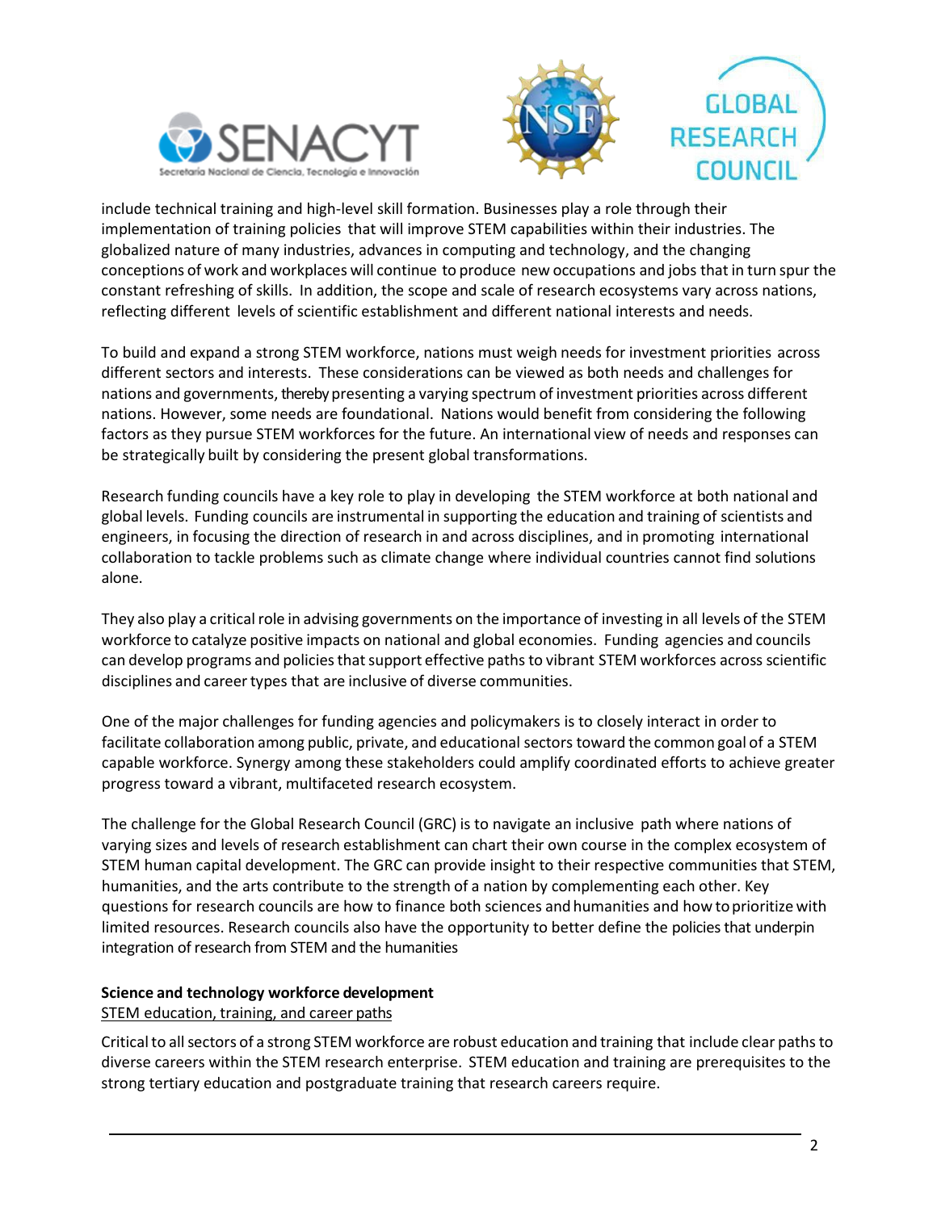include technical training and high-level skill formation. Businesses play a role through their implementation of training policies that will improve STEM capabilities within their industries. The globalized nature of many industries, advances in computing and technology, and the changing conceptions of work and workplaces will continue to produce new occupations and jobs that in turn spur the constant refreshing of skills. In addition, the scope and scale of research ecosystems vary across nations, reflecting different levels of scientific establishment and different national interests and needs.

To build and expand a strong STEM workforce, nations must weigh needs for investment priorities across different sectors and interests. These considerations can be viewed as both needs and challenges for nations and governments, thereby presenting a varying spectrum of investment priorities across different nations. However, some needs are foundational. Nations would benefit from considering the following factors as they pursue STEM workforces for the future. An international view of needs and responses can be strategically built by considering the present global transformations.

Research funding councils have a key role to play in developing the STEM workforce at both national and global levels. Funding councils are instrumental in supporting the education and training of scientists and engineers, in focusing the direction of research in and across disciplines, and in promoting international collaboration to tackle problems such as climate change where individual countries cannot find solutions alone.

They also play a critical role in advising governments on the importance of investing in all levels of the STEM workforce to catalyze positive impacts on national and global economies. Funding agencies and councils can develop programs and policies that support effective paths to vibrant STEM workforces across scientific disciplines and career types that are inclusive of diverse communities.

One of the major challenges for funding agencies and policymakers is to closely interact in order to facilitate collaboration among public, private, and educational sectors toward the common goal of a STEM capable workforce. Synergy among these stakeholders could amplify coordinated efforts to achieve greater progress toward a vibrant, multifaceted research ecosystem.

The challenge for the Global Research Council (GRC) is to navigate an inclusive path where nations of varying sizes and levels of research establishment can chart their own course in the complex ecosystem of STEM human capital development. The GRC can provide insight to their respective communities that STEM, humanities, and the arts contribute to the strength of a nation by complementing each other. Key questions for research councils are how to finance both sciences and humanities and how to prioritize with limited resources. Research councils also have the opportunity to better define the policies that underpin integration of research from STEM and the humanities

**Science and technology workforce development**

<u>STEM education, training, and career paths</u>

Critical to all sectors of a strong STEM workforce are robust education and training that include clear paths to diverse careers within the STEM research enterprise. STEM education and training are prerequisites to the strong tertiary education and postgraduate training that research careers require.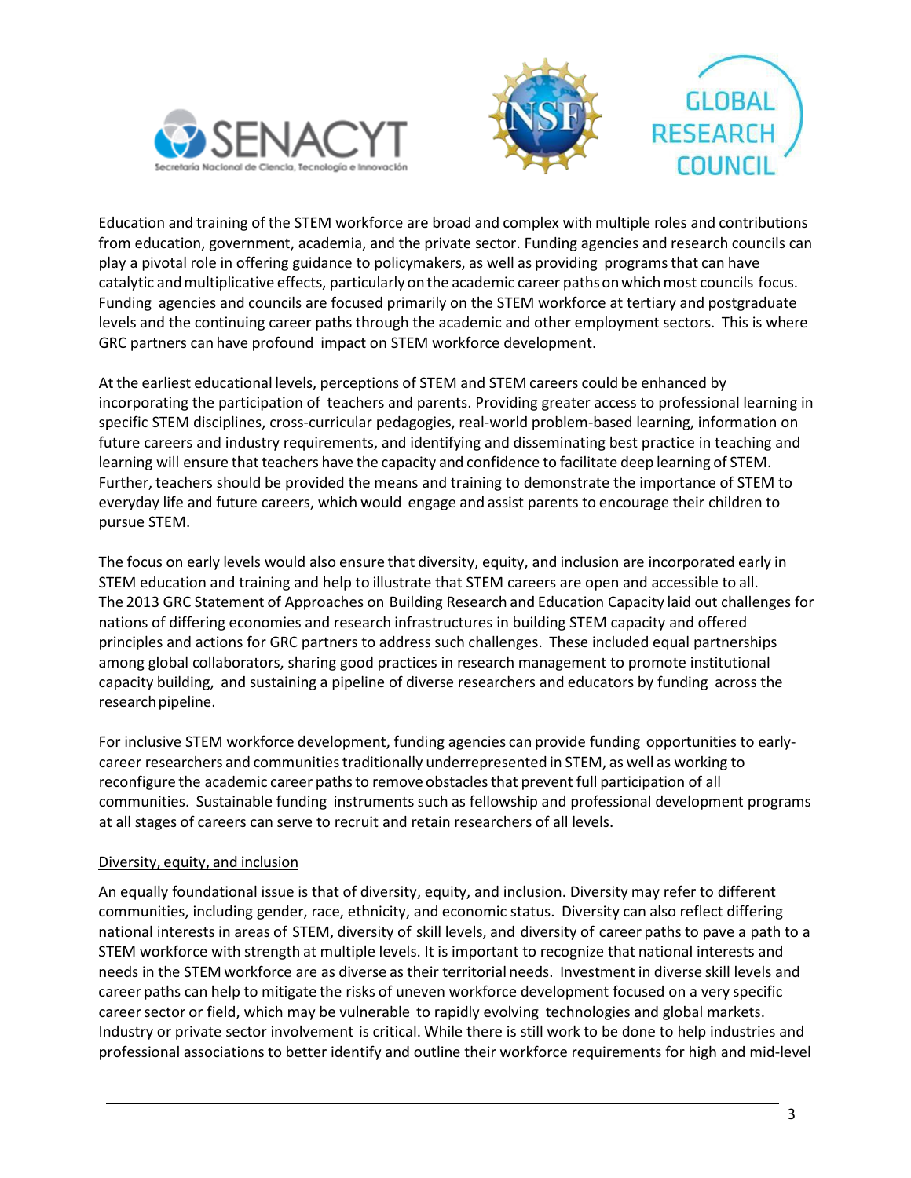Education and training of the STEM workforce are broad and complex with multiple roles and contributions from education, government, academia, and the private sector. Funding agencies and research councils can play a pivotal role in offering guidance to policymakers, as well as providing programs that can have catalytic and multiplicative effects, particularly on the academic career paths on which most councils focus. Funding agencies and councils are focused primarily on the STEM workforce at tertiary and postgraduate levels and the continuing career paths through the academic and other employment sectors. This is where GRC partners can have profound impact on STEM workforce development.

At the earliest educational levels, perceptions of STEM and STEM careers could be enhanced by incorporating the participation of teachers and parents. Providing greater access to professional learning in specific STEM disciplines, cross-curricular pedagogies, real-world problem-based learning, information on future careers and industry requirements, and identifying and disseminating best practice in teaching and learning will ensure that teachers have the capacity and confidence to facilitate deep learning of STEM. Further, teachers should be provided the means and training to demonstrate the importance of STEM to everyday life and future careers, which would engage and assist parents to encourage their children to pursue STEM.

The focus on early levels would also ensure that diversity, equity, and inclusion are incorporated early in STEM education and training and help to illustrate that STEM careers are open and accessible to all. The 2013 GRC Statement of Approaches on Building Research and Education Capacity laid out challenges for nations of differing economies and research infrastructures in building STEM capacity and offered principles and actions for GRC partners to address such challenges. These included equal partnerships among global collaborators, sharing good practices in research management to promote institutional capacity building, and sustaining a pipeline of diverse researchers and educators by funding across the research pipeline.

For inclusive STEM workforce development, funding agencies can provide funding opportunities to early-career researchers and communities traditionally underrepresented in STEM, as well as working to reconfigure the academic career paths to remove obstacles that prevent full participation of all communities. Sustainable funding instruments such as fellowship and professional development programs at all stages of careers can serve to recruit and retain researchers of all levels.

<u>Diversity, equity, and inclusion</u>

An equally foundational issue is that of diversity, equity, and inclusion. Diversity may refer to different communities, including gender, race, ethnicity, and economic status. Diversity can also reflect differing national interests in areas of STEM, diversity of skill levels, and diversity of career paths to pave a path to a STEM workforce with strength at multiple levels. It is important to recognize that national interests and needs in the STEM workforce are as diverse as their territorial needs. Investment in diverse skill levels and career paths can help to mitigate the risks of uneven workforce development focused on a very specific career sector or field, which may be vulnerable to rapidly evolving technologies and global markets. Industry or private sector involvement is critical. While there is still work to be done to help industries and professional associations to better identify and outline their workforce requirements for high and mid-level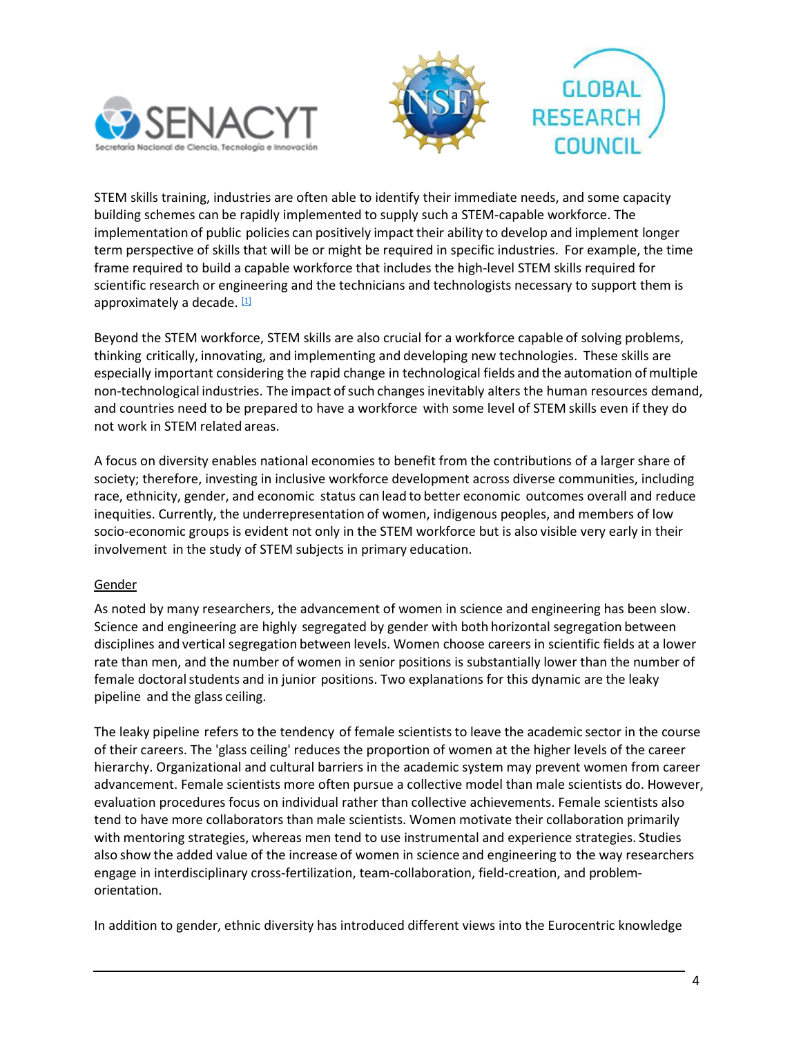STEM skills training, industries are often able to identify their immediate needs, and some capacity building schemes can be rapidly implemented to supply such a STEM-capable workforce. The implementation of public policies can positively impact their ability to develop and implement longer term perspective of skills that will be or might be required in specific industries. For example, the time frame required to build a capable workforce that includes the high-level STEM skills required for scientific research or engineering and the technicians and technologists necessary to support them is approximately a decade. [1]

Beyond the STEM workforce, STEM skills are also crucial for a workforce capable of solving problems, thinking critically, innovating, and implementing and developing new technologies. These skills are especially important considering the rapid change in technological fields and the automation of multiple non-technological industries. The impact of such changes inevitably alters the human resources demand, and countries need to be prepared to have a workforce with some level of STEM skills even if they do not work in STEM related areas.

A focus on diversity enables national economies to benefit from the contributions of a larger share of society; therefore, investing in inclusive workforce development across diverse communities, including race, ethnicity, gender, and economic status can lead to better economic outcomes overall and reduce inequities. Currently, the underrepresentation of women, indigenous peoples, and members of low socio-economic groups is evident not only in the STEM workforce but is also visible very early in their involvement in the study of STEM subjects in primary education.

Gender

As noted by many researchers, the advancement of women in science and engineering has been slow. Science and engineering are highly segregated by gender with both horizontal segregation between disciplines and vertical segregation between levels. Women choose careers in scientific fields at a lower rate than men, and the number of women in senior positions is substantially lower than the number of female doctoral students and in junior positions. Two explanations for this dynamic are the leaky pipeline and the glass ceiling.

The leaky pipeline refers to the tendency of female scientists to leave the academic sector in the course of their careers. The 'glass ceiling' reduces the proportion of women at the higher levels of the career hierarchy. Organizational and cultural barriers in the academic system may prevent women from career advancement. Female scientists more often pursue a collective model than male scientists do. However, evaluation procedures focus on individual rather than collective achievements. Female scientists also tend to have more collaborators than male scientists. Women motivate their collaboration primarily with mentoring strategies, whereas men tend to use instrumental and experience strategies. Studies also show the added value of the increase of women in science and engineering to the way researchers engage in interdisciplinary cross-fertilization, team-collaboration, field-creation, and problem-orientation.

In addition to gender, ethnic diversity has introduced different views into the Eurocentric knowledge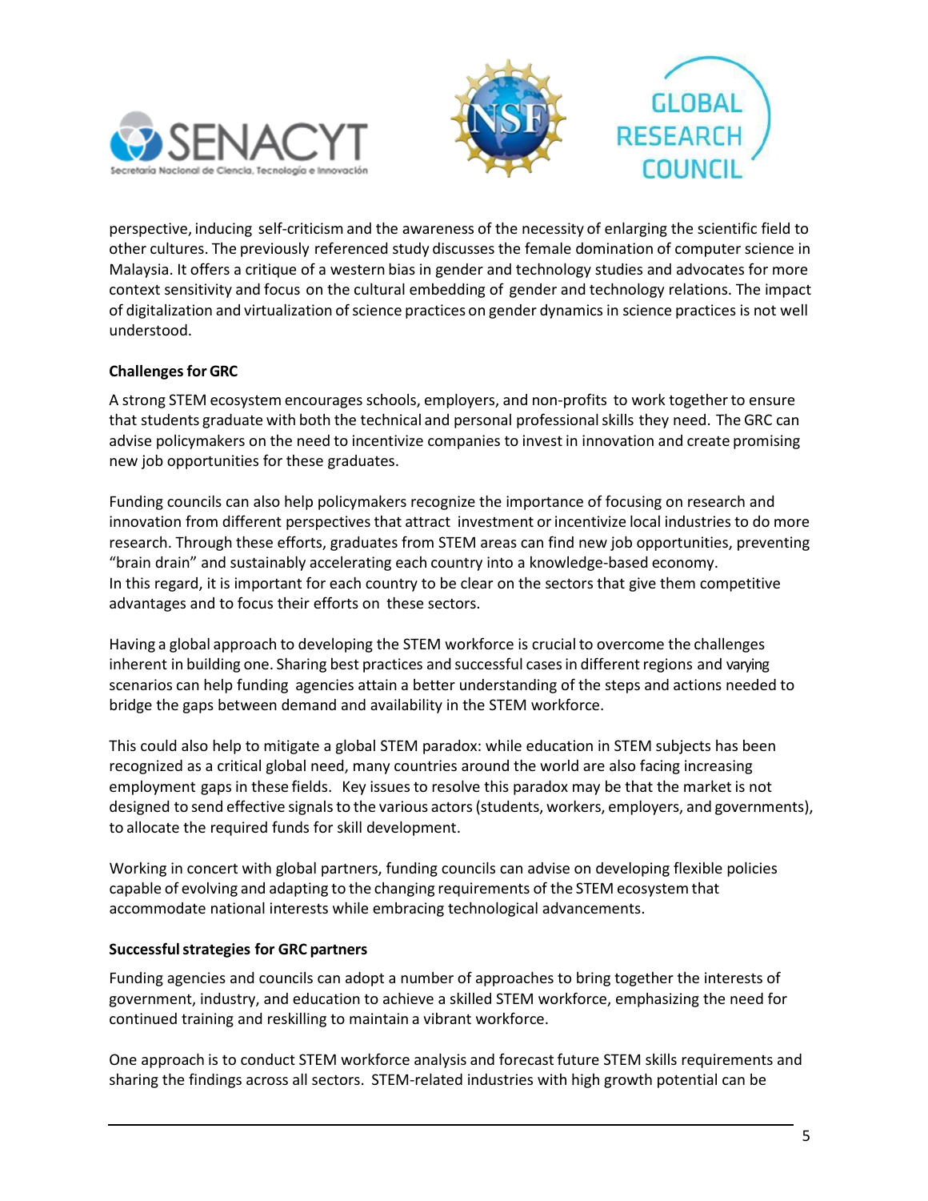perspective, inducing self-criticism and the awareness of the necessity of enlarging the scientific field to other cultures. The previously referenced study discusses the female domination of computer science in Malaysia. It offers a critique of a western bias in gender and technology studies and advocates for more context sensitivity and focus on the cultural embedding of gender and technology relations. The impact of digitalization and virtualization of science practices on gender dynamics in science practices is not well understood.

**Challenges for GRC**

A strong STEM ecosystem encourages schools, employers, and non-profits to work together to ensure that students graduate with both the technical and personal professional skills they need. The GRC can advise policymakers on the need to incentivize companies to invest in innovation and create promising new job opportunities for these graduates.

Funding councils can also help policymakers recognize the importance of focusing on research and innovation from different perspectives that attract investment or incentivize local industries to do more research. Through these efforts, graduates from STEM areas can find new job opportunities, preventing "brain drain" and sustainably accelerating each country into a knowledge-based economy.
In this regard, it is important for each country to be clear on the sectors that give them competitive advantages and to focus their efforts on these sectors.

Having a global approach to developing the STEM workforce is crucial to overcome the challenges inherent in building one. Sharing best practices and successful cases in different regions and varying scenarios can help funding agencies attain a better understanding of the steps and actions needed to bridge the gaps between demand and availability in the STEM workforce.

This could also help to mitigate a global STEM paradox: while education in STEM subjects has been recognized as a critical global need, many countries around the world are also facing increasing employment gaps in these fields. Key issues to resolve this paradox may be that the market is not designed to send effective signals to the various actors (students, workers, employers, and governments), to allocate the required funds for skill development.

Working in concert with global partners, funding councils can advise on developing flexible policies capable of evolving and adapting to the changing requirements of the STEM ecosystem that accommodate national interests while embracing technological advancements.

**Successful strategies for GRC partners**

Funding agencies and councils can adopt a number of approaches to bring together the interests of government, industry, and education to achieve a skilled STEM workforce, emphasizing the need for continued training and reskilling to maintain a vibrant workforce.

One approach is to conduct STEM workforce analysis and forecast future STEM skills requirements and sharing the findings across all sectors. STEM-related industries with high growth potential can be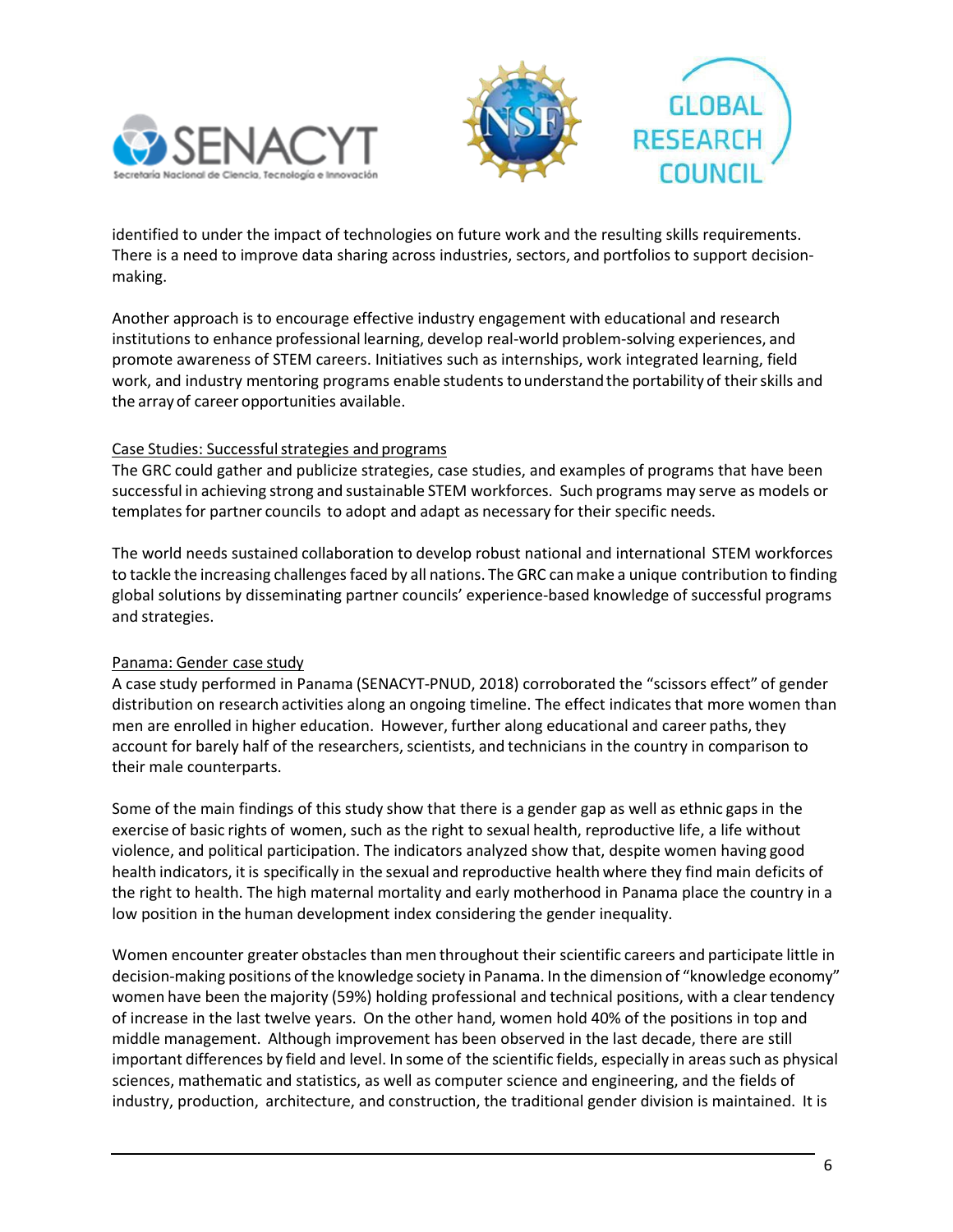identified to under the impact of technologies on future work and the resulting skills requirements. There is a need to improve data sharing across industries, sectors, and portfolios to support decision-making.

Another approach is to encourage effective industry engagement with educational and research institutions to enhance professional learning, develop real-world problem-solving experiences, and promote awareness of STEM careers. Initiatives such as internships, work integrated learning, field work, and industry mentoring programs enable students to understand the portability of their skills and the array of career opportunities available.

Case Studies: Successful strategies and programs

The GRC could gather and publicize strategies, case studies, and examples of programs that have been successful in achieving strong and sustainable STEM workforces. Such programs may serve as models or templates for partner councils to adopt and adapt as necessary for their specific needs.

The world needs sustained collaboration to develop robust national and international STEM workforces to tackle the increasing challenges faced by all nations. The GRC can make a unique contribution to finding global solutions by disseminating partner councils' experience-based knowledge of successful programs and strategies.

Panama: Gender case study

A case study performed in Panama (SENACYT-PNUD, 2018) corroborated the "scissors effect" of gender distribution on research activities along an ongoing timeline. The effect indicates that more women than men are enrolled in higher education. However, further along educational and career paths, they account for barely half of the researchers, scientists, and technicians in the country in comparison to their male counterparts.

Some of the main findings of this study show that there is a gender gap as well as ethnic gaps in the exercise of basic rights of women, such as the right to sexual health, reproductive life, a life without violence, and political participation. The indicators analyzed show that, despite women having good health indicators, it is specifically in the sexual and reproductive health where they find main deficits of the right to health. The high maternal mortality and early motherhood in Panama place the country in a low position in the human development index considering the gender inequality.

Women encounter greater obstacles than men throughout their scientific careers and participate little in decision-making positions of the knowledge society in Panama. In the dimension of "knowledge economy" women have been the majority (59%) holding professional and technical positions, with a clear tendency of increase in the last twelve years. On the other hand, women hold 40% of the positions in top and middle management. Although improvement has been observed in the last decade, there are still important differences by field and level. In some of the scientific fields, especially in areas such as physical sciences, mathematic and statistics, as well as computer science and engineering, and the fields of industry, production, architecture, and construction, the traditional gender division is maintained. It is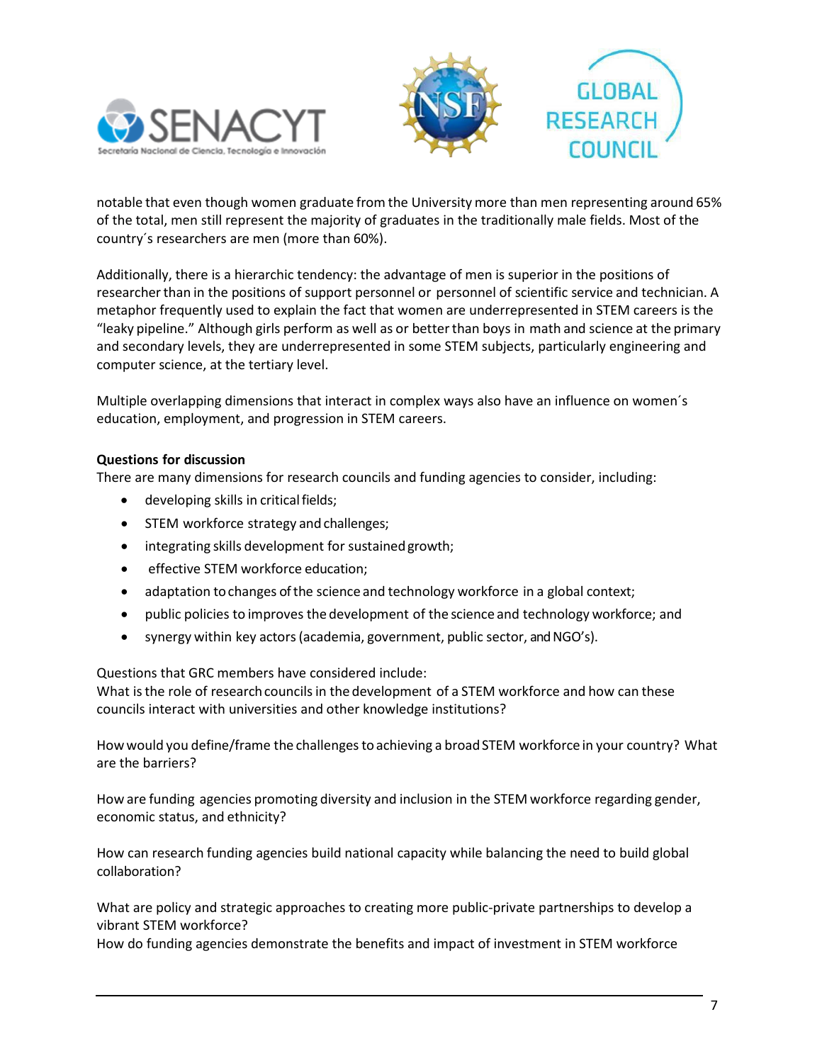notable that even though women graduate from the University more than men representing around 65% of the total, men still represent the majority of graduates in the traditionally male fields. Most of the country´s researchers are men (more than 60%).

Additionally, there is a hierarchic tendency: the advantage of men is superior in the positions of researcher than in the positions of support personnel or personnel of scientific service and technician. A metaphor frequently used to explain the fact that women are underrepresented in STEM careers is the "leaky pipeline." Although girls perform as well as or better than boys in math and science at the primary and secondary levels, they are underrepresented in some STEM subjects, particularly engineering and computer science, at the tertiary level.

Multiple overlapping dimensions that interact in complex ways also have an influence on women´s education, employment, and progression in STEM careers.

**Questions for discussion**

There are many dimensions for research councils and funding agencies to consider, including:

- developing skills in critical fields;
- STEM workforce strategy and challenges;
- integrating skills development for sustained growth;
- effective STEM workforce education;
- adaptation to changes of the science and technology workforce in a global context;
- public policies to improves the development of the science and technology workforce; and
- synergy within key actors (academia, government, public sector, and NGO's).

Questions that GRC members have considered include:
What is the role of research councils in the development of a STEM workforce and how can these councils interact with universities and other knowledge institutions?

How would you define/frame the challenges to achieving a broad STEM workforce in your country? What are the barriers?

How are funding agencies promoting diversity and inclusion in the STEM workforce regarding gender, economic status, and ethnicity?

How can research funding agencies build national capacity while balancing the need to build global collaboration?

What are policy and strategic approaches to creating more public-private partnerships to develop a vibrant STEM workforce?
How do funding agencies demonstrate the benefits and impact of investment in STEM workforce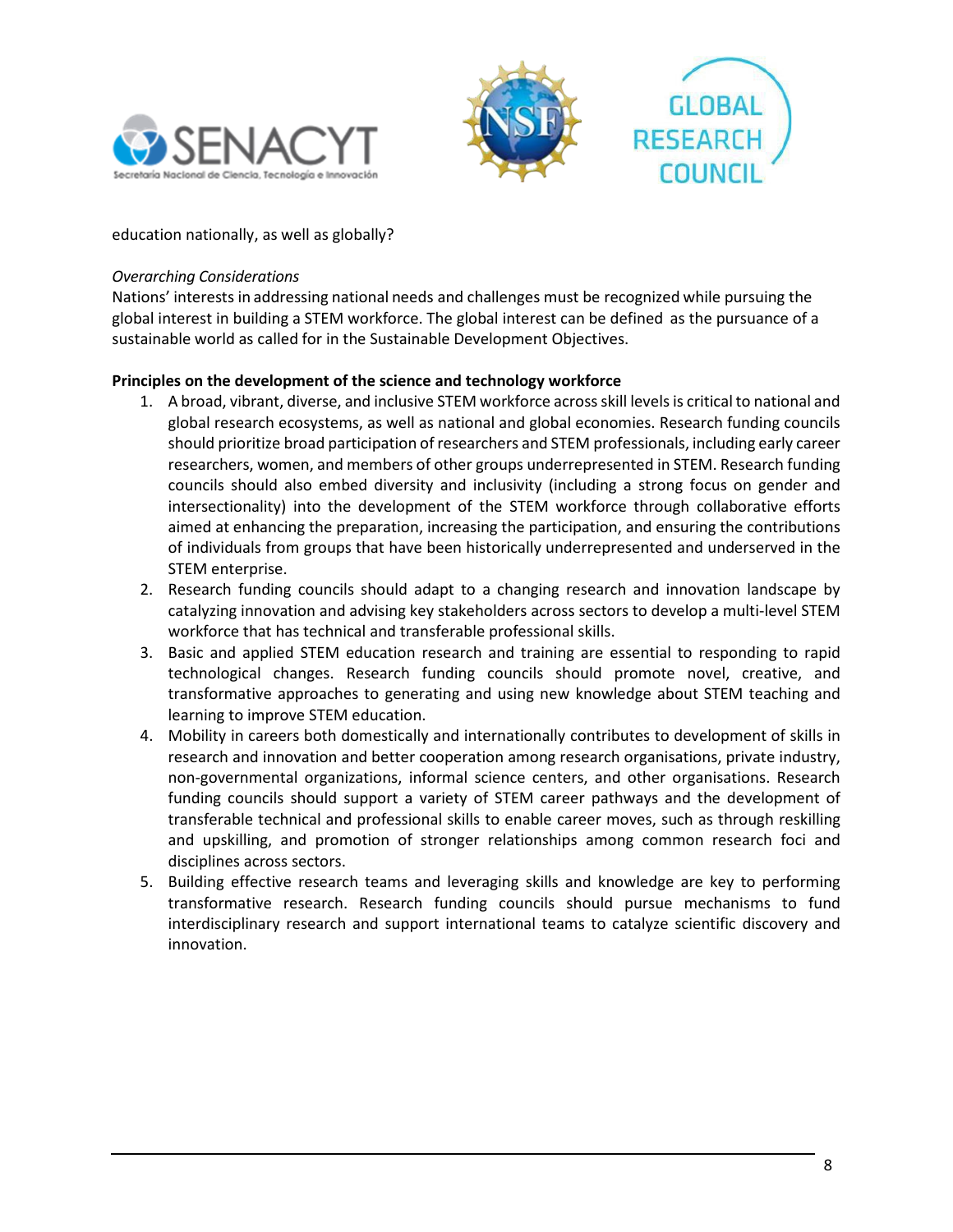education nationally, as well as globally?

*Overarching Considerations*

Nations' interests in addressing national needs and challenges must be recognized while pursuing the global interest in building a STEM workforce. The global interest can be defined as the pursuance of a sustainable world as called for in the Sustainable Development Objectives.

**Principles on the development of the science and technology workforce**

1. A broad, vibrant, diverse, and inclusive STEM workforce across skill levels is critical to national and global research ecosystems, as well as national and global economies. Research funding councils should prioritize broad participation of researchers and STEM professionals, including early career researchers, women, and members of other groups underrepresented in STEM. Research funding councils should also embed diversity and inclusivity (including a strong focus on gender and intersectionality) into the development of the STEM workforce through collaborative efforts aimed at enhancing the preparation, increasing the participation, and ensuring the contributions of individuals from groups that have been historically underrepresented and underserved in the STEM enterprise.
2. Research funding councils should adapt to a changing research and innovation landscape by catalyzing innovation and advising key stakeholders across sectors to develop a multi-level STEM workforce that has technical and transferable professional skills.
3. Basic and applied STEM education research and training are essential to responding to rapid technological changes. Research funding councils should promote novel, creative, and transformative approaches to generating and using new knowledge about STEM teaching and learning to improve STEM education.
4. Mobility in careers both domestically and internationally contributes to development of skills in research and innovation and better cooperation among research organisations, private industry, non-governmental organizations, informal science centers, and other organisations. Research funding councils should support a variety of STEM career pathways and the development of transferable technical and professional skills to enable career moves, such as through reskilling and upskilling, and promotion of stronger relationships among common research foci and disciplines across sectors.
5. Building effective research teams and leveraging skills and knowledge are key to performing transformative research. Research funding councils should pursue mechanisms to fund interdisciplinary research and support international teams to catalyze scientific discovery and innovation.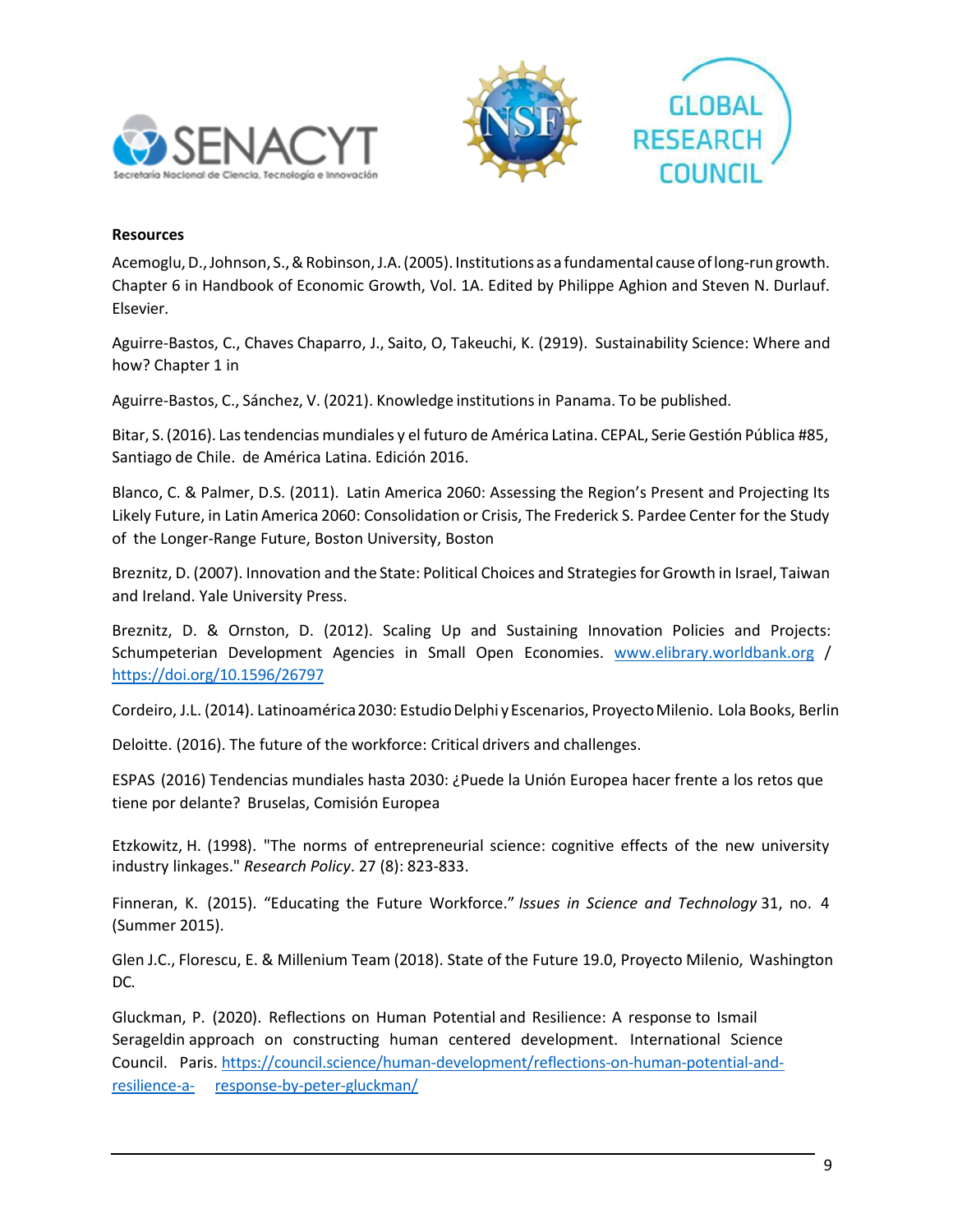**Resources**

Acemoglu, D., Johnson, S., & Robinson, J.A. (2005). Institutions as a fundamental cause of long-run growth. Chapter 6 in Handbook of Economic Growth, Vol. 1A. Edited by Philippe Aghion and Steven N. Durlauf. Elsevier.

Aguirre-Bastos, C., Chaves Chaparro, J., Saito, O, Takeuchi, K. (2919). Sustainability Science: Where and how? Chapter 1 in

Aguirre-Bastos, C., Sánchez, V. (2021). Knowledge institutions in Panama. To be published.

Bitar, S. (2016). Las tendencias mundiales y el futuro de América Latina. CEPAL, Serie Gestión Pública #85, Santiago de Chile. de América Latina. Edición 2016.

Blanco, C. & Palmer, D.S. (2011). Latin America 2060: Assessing the Region's Present and Projecting Its Likely Future, in Latin America 2060: Consolidation or Crisis, The Frederick S. Pardee Center for the Study of the Longer-Range Future, Boston University, Boston

Breznitz, D. (2007). Innovation and the State: Political Choices and Strategies for Growth in Israel, Taiwan and Ireland. Yale University Press.

Breznitz, D. & Ornston, D. (2012). Scaling Up and Sustaining Innovation Policies and Projects: Schumpeterian Development Agencies in Small Open Economies. www.elibrary.worldbank.org / https://doi.org/10.1596/26797

Cordeiro, J.L. (2014). Latinoamérica 2030: Estudio Delphi y Escenarios, Proyecto Milenio. Lola Books, Berlin

Deloitte. (2016). The future of the workforce: Critical drivers and challenges.

ESPAS (2016) Tendencias mundiales hasta 2030: ¿Puede la Unión Europea hacer frente a los retos que tiene por delante? Bruselas, Comisión Europea

Etzkowitz, H. (1998). "The norms of entrepreneurial science: cognitive effects of the new university industry linkages." *Research Policy*. 27 (8): 823-833.

Finneran, K. (2015). "Educating the Future Workforce." *Issues in Science and Technology* 31, no. 4 (Summer 2015).

Glen J.C., Florescu, E. & Millenium Team (2018). State of the Future 19.0, Proyecto Milenio, Washington DC.

Gluckman, P. (2020). Reflections on Human Potential and Resilience: A response to Ismail Serageldin approach on constructing human centered development. International Science Council. Paris. https://council.science/human-development/reflections-on-human-potential-and-resilience-a- response-by-peter-gluckman/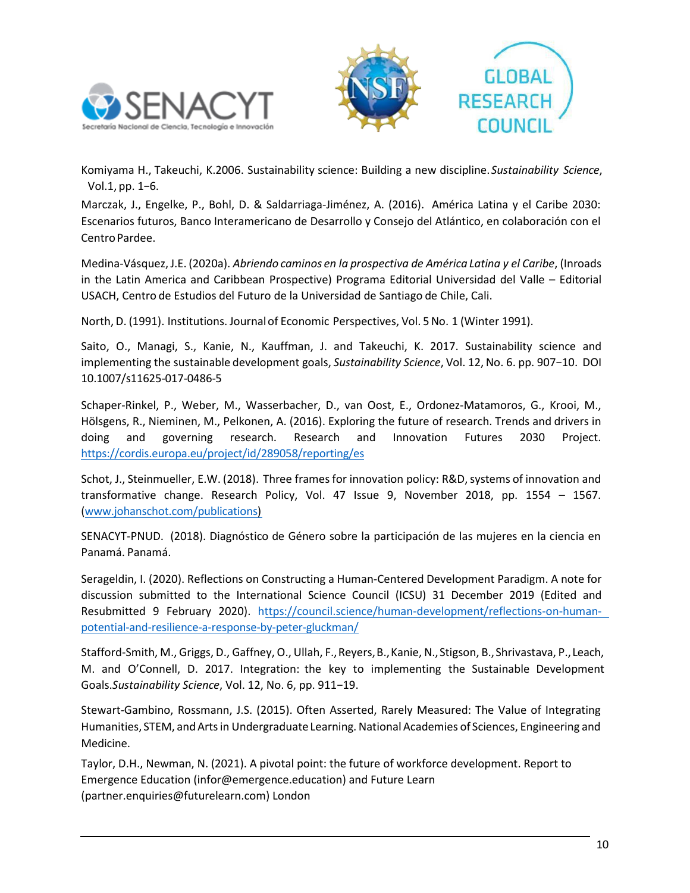Komiyama H., Takeuchi, K.2006. Sustainability science: Building a new discipline. *Sustainability Science*, Vol.1, pp. 1–6.

Marczak, J., Engelke, P., Bohl, D. & Saldarriaga-Jiménez, A. (2016). América Latina y el Caribe 2030: Escenarios futuros, Banco Interamericano de Desarrollo y Consejo del Atlántico, en colaboración con el Centro Pardee.

Medina-Vásquez, J.E. (2020a). *Abriendo caminos en la prospectiva de América Latina y el Caribe*, (Inroads in the Latin America and Caribbean Prospective) Programa Editorial Universidad del Valle – Editorial USACH, Centro de Estudios del Futuro de la Universidad de Santiago de Chile, Cali.

North, D. (1991). Institutions. Journal of Economic Perspectives, Vol. 5 No. 1 (Winter 1991).

Saito, O., Managi, S., Kanie, N., Kauffman, J. and Takeuchi, K. 2017. Sustainability science and implementing the sustainable development goals, *Sustainability Science*, Vol. 12, No. 6. pp. 907−10. DOI 10.1007/s11625-017-0486-5

Schaper-Rinkel, P., Weber, M., Wasserbacher, D., van Oost, E., Ordonez-Matamoros, G., Krooi, M., Hölsgens, R., Nieminen, M., Pelkonen, A. (2016). Exploring the future of research. Trends and drivers in doing and governing research. Research and Innovation Futures 2030 Project. https://cordis.europa.eu/project/id/289058/reporting/es

Schot, J., Steinmueller, E.W. (2018). Three frames for innovation policy: R&D, systems of innovation and transformative change. Research Policy, Vol. 47 Issue 9, November 2018, pp. 1554 – 1567. (www.johanschot.com/publications)

SENACYT-PNUD. (2018). Diagnóstico de Género sobre la participación de las mujeres en la ciencia en Panamá. Panamá.

Serageldin, I. (2020). Reflections on Constructing a Human-Centered Development Paradigm. A note for discussion submitted to the International Science Council (ICSU) 31 December 2019 (Edited and Resubmitted 9 February 2020). https://council.science/human-development/reflections-on-human-potential-and-resilience-a-response-by-peter-gluckman/

Stafford-Smith, M., Griggs, D., Gaffney, O., Ullah, F., Reyers, B., Kanie, N., Stigson, B., Shrivastava, P., Leach, M. and O'Connell, D. 2017. Integration: the key to implementing the Sustainable Development Goals. *Sustainability Science*, Vol. 12, No. 6, pp. 911−19.

Stewart-Gambino, Rossmann, J.S. (2015). Often Asserted, Rarely Measured: The Value of Integrating Humanities, STEM, and Arts in Undergraduate Learning. National Academies of Sciences, Engineering and Medicine.

Taylor, D.H., Newman, N. (2021). A pivotal point: the future of workforce development. Report to Emergence Education (infor@emergence.education) and Future Learn (partner.enquiries@futurelearn.com) London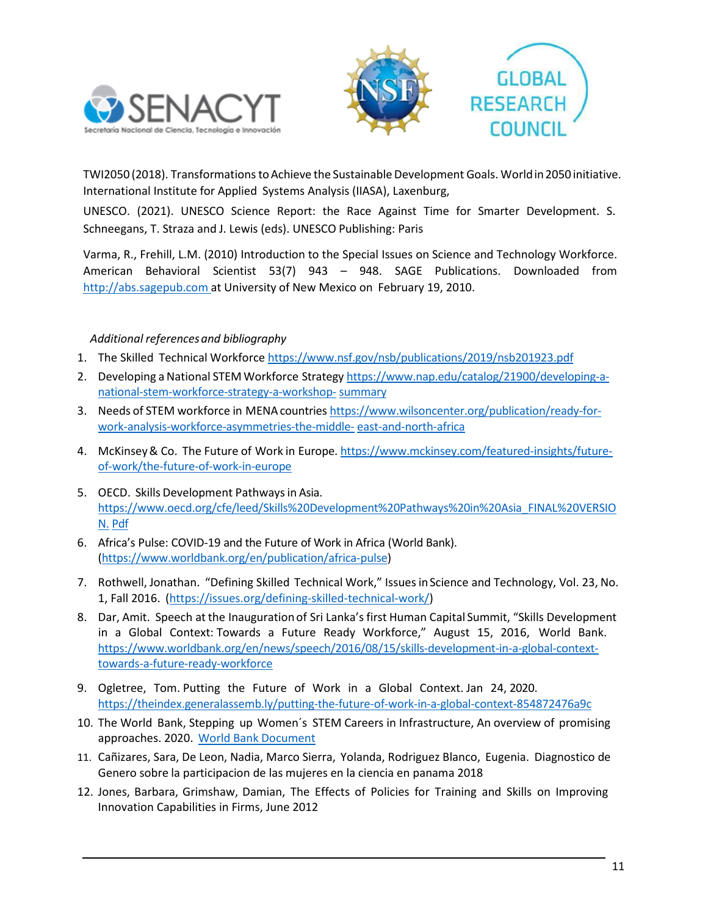TWI2050 (2018). Transformations to Achieve the Sustainable Development Goals. World in 2050 initiative. International Institute for Applied Systems Analysis (IIASA), Laxenburg,

UNESCO. (2021). UNESCO Science Report: the Race Against Time for Smarter Development. S. Schneegans, T. Straza and J. Lewis (eds). UNESCO Publishing: Paris

Varma, R., Frehill, L.M. (2010) Introduction to the Special Issues on Science and Technology Workforce. American Behavioral Scientist 53(7) 943 – 948. SAGE Publications. Downloaded from http://abs.sagepub.com at University of New Mexico on February 19, 2010.

*Additional references and bibliography*

1. The Skilled Technical Workforce https://www.nsf.gov/nsb/publications/2019/nsb201923.pdf
2. Developing a National STEM Workforce Strategy https://www.nap.edu/catalog/21900/developing-a-national-stem-workforce-strategy-a-workshop-summary
3. Needs of STEM workforce in MENA countries https://www.wilsoncenter.org/publication/ready-for-work-analysis-workforce-asymmetries-the-middle-east-and-north-africa
4. McKinsey & Co. The Future of Work in Europe. https://www.mckinsey.com/featured-insights/future-of-work/the-future-of-work-in-europe
5. OECD. Skills Development Pathways in Asia. https://www.oecd.org/cfe/leed/Skills%20Development%20Pathways%20in%20Asia_FINAL%20VERSION.Pdf
6. Africa's Pulse: COVID-19 and the Future of Work in Africa (World Bank). (https://www.worldbank.org/en/publication/africa-pulse)
7. Rothwell, Jonathan. "Defining Skilled Technical Work," Issues in Science and Technology, Vol. 23, No. 1, Fall 2016. (https://issues.org/defining-skilled-technical-work/)
8. Dar, Amit. Speech at the Inauguration of Sri Lanka's first Human Capital Summit, "Skills Development in a Global Context: Towards a Future Ready Workforce," August 15, 2016, World Bank. https://www.worldbank.org/en/news/speech/2016/08/15/skills-development-in-a-global-context-towards-a-future-ready-workforce
9. Ogletree, Tom. Putting the Future of Work in a Global Context. Jan 24, 2020. https://theindex.generalassemb.ly/putting-the-future-of-work-in-a-global-context-854872476a9c
10. The World Bank, Stepping up Women´s STEM Careers in Infrastructure, An overview of promising approaches. 2020. World Bank Document
11. Cañizares, Sara, De Leon, Nadia, Marco Sierra, Yolanda, Rodriguez Blanco, Eugenia. Diagnostico de Genero sobre la participacion de las mujeres en la ciencia en panama 2018
12. Jones, Barbara, Grimshaw, Damian, The Effects of Policies for Training and Skills on Improving Innovation Capabilities in Firms, June 2012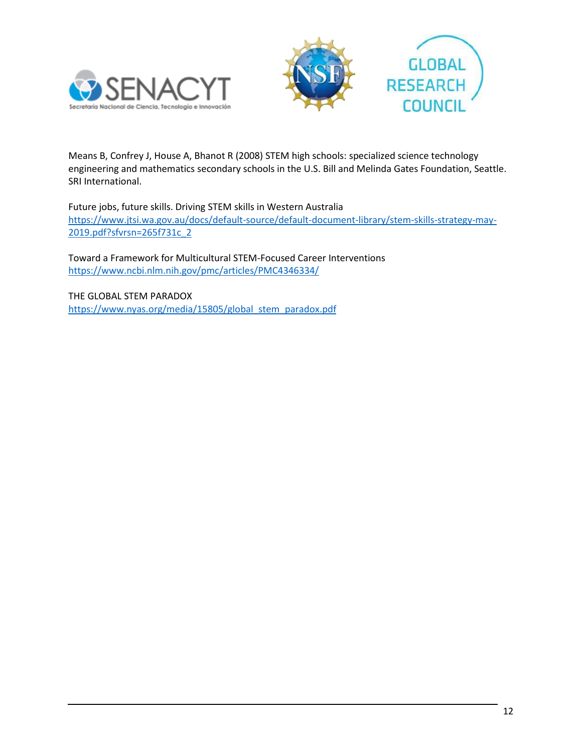Means B, Confrey J, House A, Bhanot R (2008) STEM high schools: specialized science technology engineering and mathematics secondary schools in the U.S. Bill and Melinda Gates Foundation, Seattle. SRI International.

Future jobs, future skills. Driving STEM skills in Western Australia
https://www.jtsi.wa.gov.au/docs/default-source/default-document-library/stem-skills-strategy-may-2019.pdf?sfvrsn=265f731c_2

Toward a Framework for Multicultural STEM-Focused Career Interventions
https://www.ncbi.nlm.nih.gov/pmc/articles/PMC4346334/

THE GLOBAL STEM PARADOX
https://www.nyas.org/media/15805/global_stem_paradox.pdf